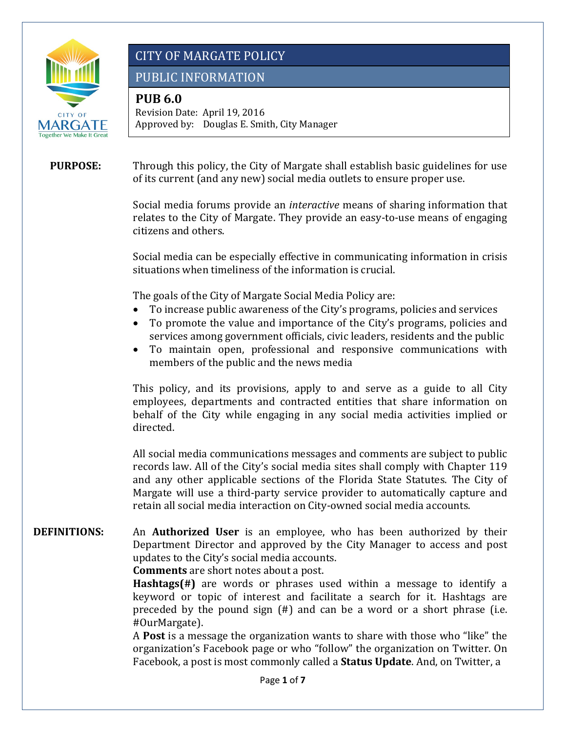# CITY OF MARGATE POLICY

## PUBLIC INFORMATION

### PUB 6.0

Revision Date: April 19, 2016
Approved by: Douglas E. Smith, City Manager

**PURPOSE:**

Through this policy, the City of Margate shall establish basic guidelines for use of its current (and any new) social media outlets to ensure proper use.

Social media forums provide an *interactive* means of sharing information that relates to the City of Margate. They provide an easy-to-use means of engaging citizens and others.

Social media can be especially effective in communicating information in crisis situations when timeliness of the information is crucial.

The goals of the City of Margate Social Media Policy are:

- To increase public awareness of the City's programs, policies and services
- To promote the value and importance of the City's programs, policies and services among government officials, civic leaders, residents and the public
- To maintain open, professional and responsive communications with members of the public and the news media

This policy, and its provisions, apply to and serve as a guide to all City employees, departments and contracted entities that share information on behalf of the City while engaging in any social media activities implied or directed.

All social media communications messages and comments are subject to public records law. All of the City's social media sites shall comply with Chapter 119 and any other applicable sections of the Florida State Statutes. The City of Margate will use a third-party service provider to automatically capture and retain all social media interaction on City-owned social media accounts.

**DEFINITIONS:**

An **Authorized User** is an employee, who has been authorized by their Department Director and approved by the City Manager to access and post updates to the City's social media accounts.

**Comments** are short notes about a post.

**Hashtags(#)** are words or phrases used within a message to identify a keyword or topic of interest and facilitate a search for it. Hashtags are preceded by the pound sign (#) and can be a word or a short phrase (i.e. #OurMargate).

A **Post** is a message the organization wants to share with those who "like" the organization's Facebook page or who "follow" the organization on Twitter. On Facebook, a post is most commonly called a **Status Update**. And, on Twitter, a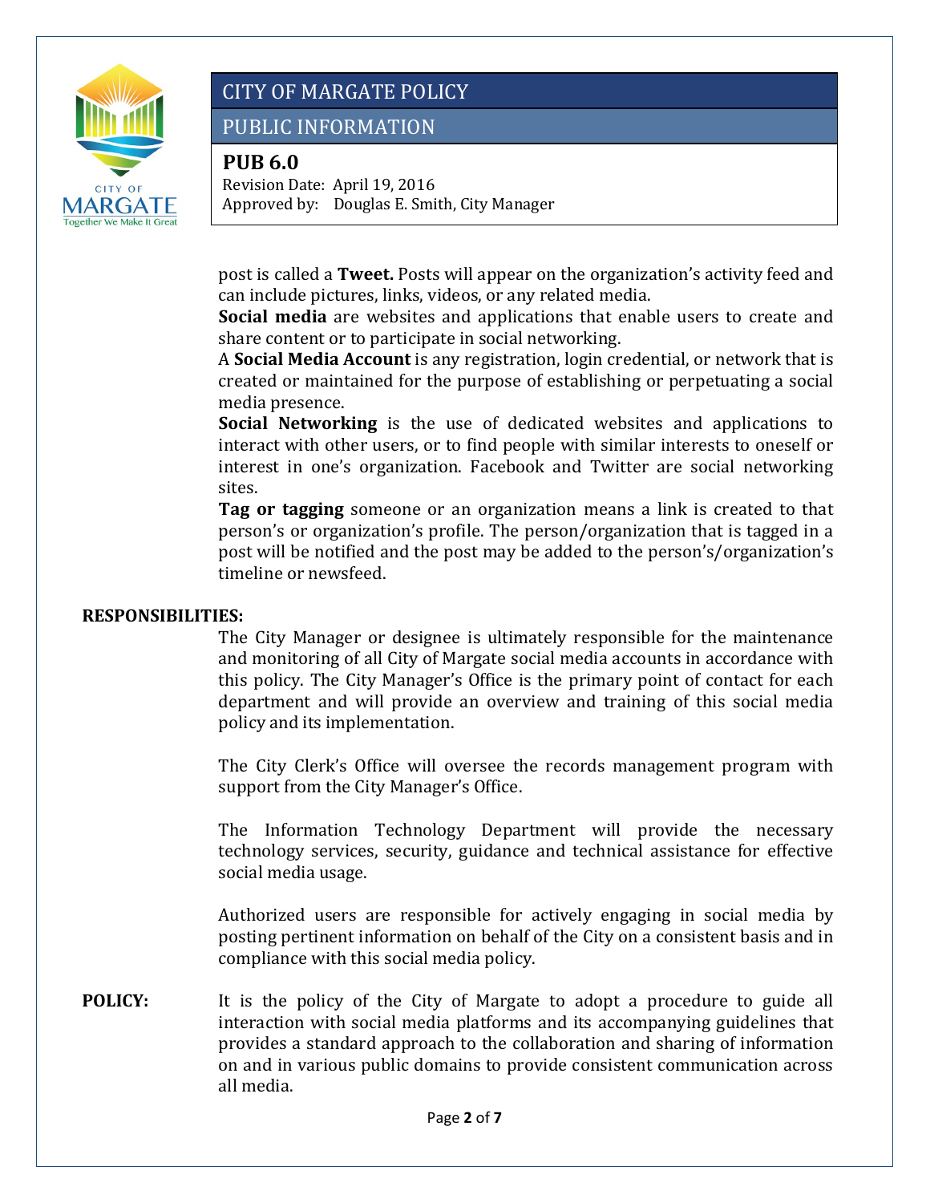post is called a **Tweet.** Posts will appear on the organization's activity feed and can include pictures, links, videos, or any related media.

**Social media** are websites and applications that enable users to create and share content or to participate in social networking.

A **Social Media Account** is any registration, login credential, or network that is created or maintained for the purpose of establishing or perpetuating a social media presence.

**Social Networking** is the use of dedicated websites and applications to interact with other users, or to find people with similar interests to oneself or interest in one's organization. Facebook and Twitter are social networking sites.

**Tag or tagging** someone or an organization means a link is created to that person's or organization's profile. The person/organization that is tagged in a post will be notified and the post may be added to the person's/organization's timeline or newsfeed.

**RESPONSIBILITIES:**

The City Manager or designee is ultimately responsible for the maintenance and monitoring of all City of Margate social media accounts in accordance with this policy. The City Manager's Office is the primary point of contact for each department and will provide an overview and training of this social media policy and its implementation.

The City Clerk's Office will oversee the records management program with support from the City Manager's Office.

The Information Technology Department will provide the necessary technology services, security, guidance and technical assistance for effective social media usage.

Authorized users are responsible for actively engaging in social media by posting pertinent information on behalf of the City on a consistent basis and in compliance with this social media policy.

**POLICY:** It is the policy of the City of Margate to adopt a procedure to guide all interaction with social media platforms and its accompanying guidelines that provides a standard approach to the collaboration and sharing of information on and in various public domains to provide consistent communication across all media.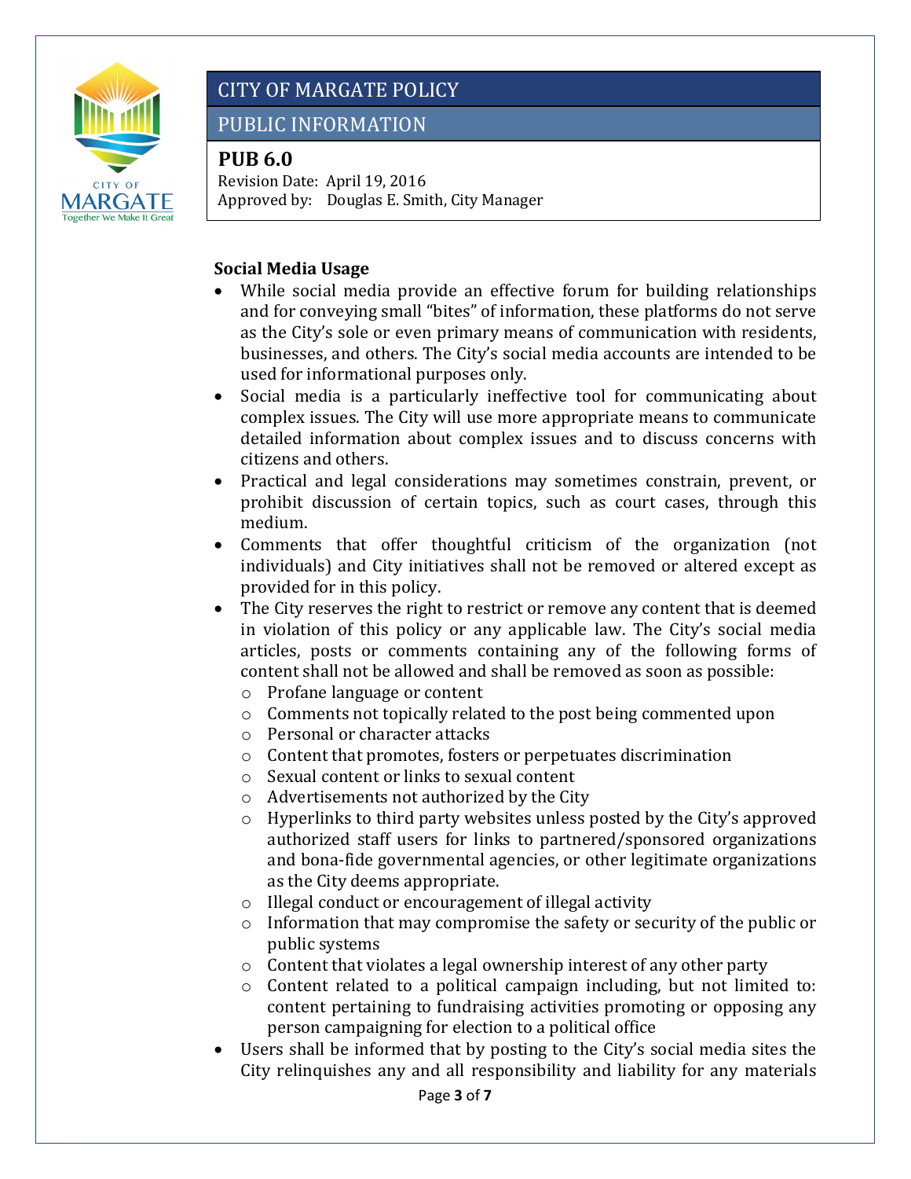# CITY OF MARGATE POLICY

## PUBLIC INFORMATION

### PUB 6.0

Revision Date: April 19, 2016
Approved by: Douglas E. Smith, City Manager

**Social Media Usage**

- While social media provide an effective forum for building relationships and for conveying small "bites" of information, these platforms do not serve as the City's sole or even primary means of communication with residents, businesses, and others. The City's social media accounts are intended to be used for informational purposes only.
- Social media is a particularly ineffective tool for communicating about complex issues. The City will use more appropriate means to communicate detailed information about complex issues and to discuss concerns with citizens and others.
- Practical and legal considerations may sometimes constrain, prevent, or prohibit discussion of certain topics, such as court cases, through this medium.
- Comments that offer thoughtful criticism of the organization (not individuals) and City initiatives shall not be removed or altered except as provided for in this policy.
- The City reserves the right to restrict or remove any content that is deemed in violation of this policy or any applicable law. The City's social media articles, posts or comments containing any of the following forms of content shall not be allowed and shall be removed as soon as possible:
  - Profane language or content
  - Comments not topically related to the post being commented upon
  - Personal or character attacks
  - Content that promotes, fosters or perpetuates discrimination
  - Sexual content or links to sexual content
  - Advertisements not authorized by the City
  - Hyperlinks to third party websites unless posted by the City's approved authorized staff users for links to partnered/sponsored organizations and bona-fide governmental agencies, or other legitimate organizations as the City deems appropriate.
  - Illegal conduct or encouragement of illegal activity
  - Information that may compromise the safety or security of the public or public systems
  - Content that violates a legal ownership interest of any other party
  - Content related to a political campaign including, but not limited to: content pertaining to fundraising activities promoting or opposing any person campaigning for election to a political office
- Users shall be informed that by posting to the City's social media sites the City relinquishes any and all responsibility and liability for any materials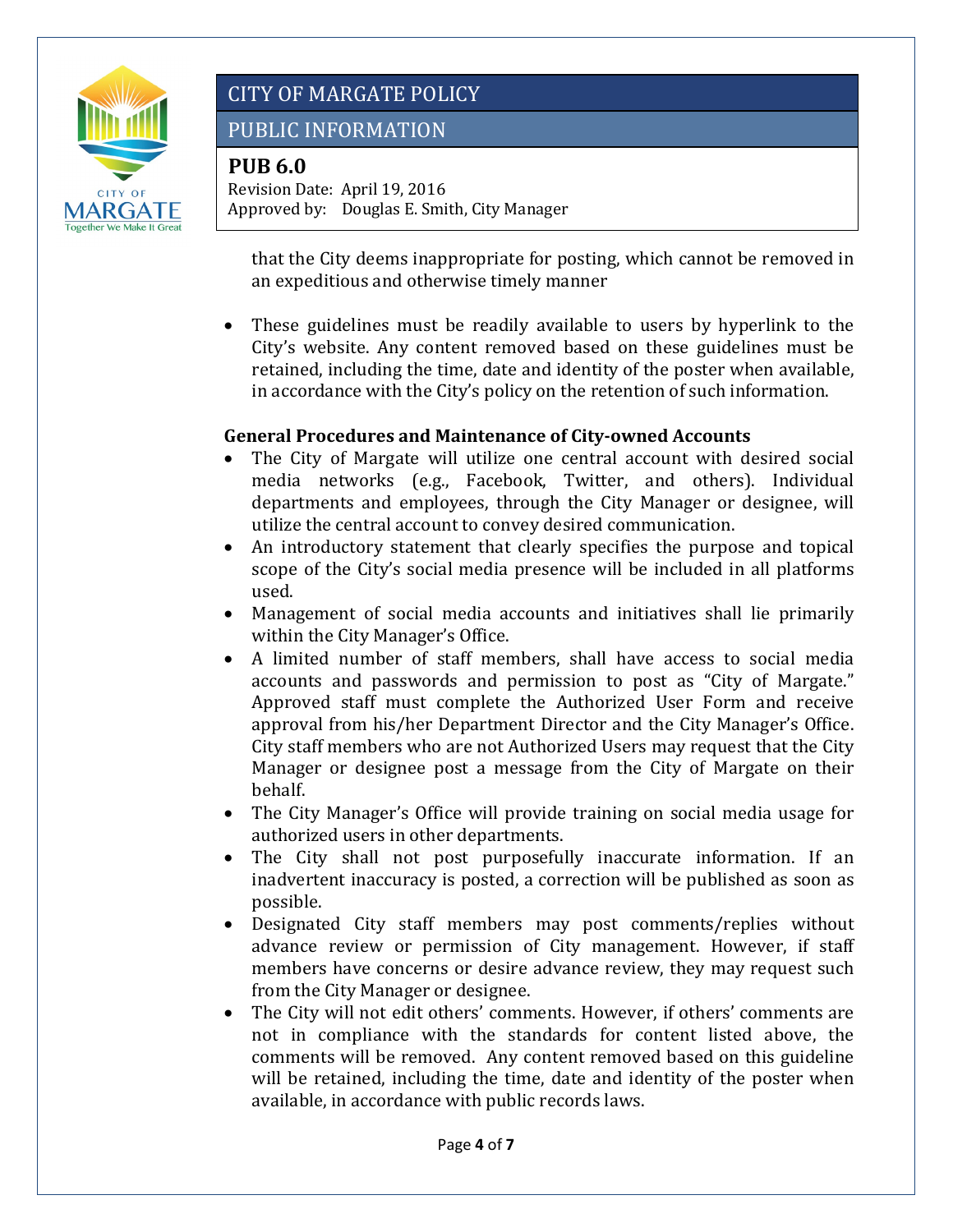that the City deems inappropriate for posting, which cannot be removed in an expeditious and otherwise timely manner

- These guidelines must be readily available to users by hyperlink to the City's website. Any content removed based on these guidelines must be retained, including the time, date and identity of the poster when available, in accordance with the City's policy on the retention of such information.

**General Procedures and Maintenance of City-owned Accounts**

- The City of Margate will utilize one central account with desired social media networks (e.g., Facebook, Twitter, and others). Individual departments and employees, through the City Manager or designee, will utilize the central account to convey desired communication.
- An introductory statement that clearly specifies the purpose and topical scope of the City's social media presence will be included in all platforms used.
- Management of social media accounts and initiatives shall lie primarily within the City Manager's Office.
- A limited number of staff members, shall have access to social media accounts and passwords and permission to post as "City of Margate." Approved staff must complete the Authorized User Form and receive approval from his/her Department Director and the City Manager's Office. City staff members who are not Authorized Users may request that the City Manager or designee post a message from the City of Margate on their behalf.
- The City Manager's Office will provide training on social media usage for authorized users in other departments.
- The City shall not post purposefully inaccurate information. If an inadvertent inaccuracy is posted, a correction will be published as soon as possible.
- Designated City staff members may post comments/replies without advance review or permission of City management. However, if staff members have concerns or desire advance review, they may request such from the City Manager or designee.
- The City will not edit others' comments. However, if others' comments are not in compliance with the standards for content listed above, the comments will be removed. Any content removed based on this guideline will be retained, including the time, date and identity of the poster when available, in accordance with public records laws.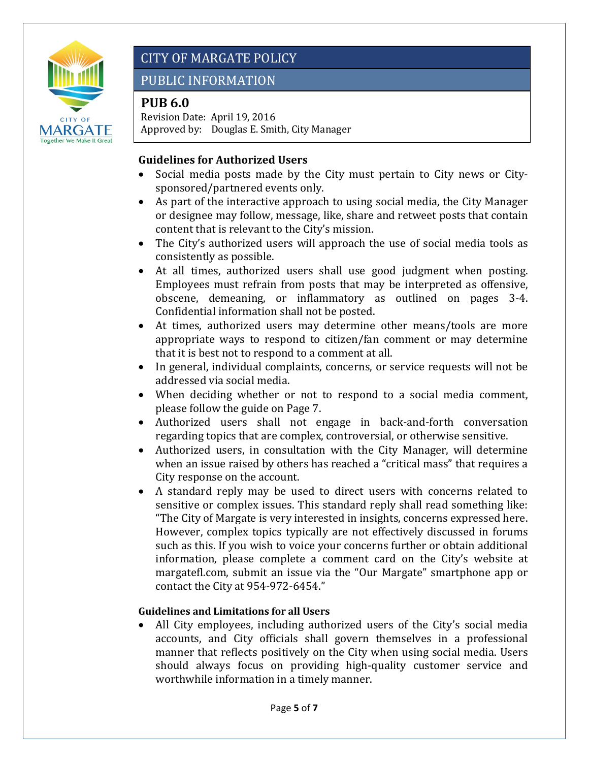# CITY OF MARGATE POLICY

## PUBLIC INFORMATION

### PUB 6.0

Revision Date: April 19, 2016
Approved by: Douglas E. Smith, City Manager

**Guidelines for Authorized Users**

- Social media posts made by the City must pertain to City news or City-sponsored/partnered events only.
- As part of the interactive approach to using social media, the City Manager or designee may follow, message, like, share and retweet posts that contain content that is relevant to the City's mission.
- The City's authorized users will approach the use of social media tools as consistently as possible.
- At all times, authorized users shall use good judgment when posting. Employees must refrain from posts that may be interpreted as offensive, obscene, demeaning, or inflammatory as outlined on pages 3-4. Confidential information shall not be posted.
- At times, authorized users may determine other means/tools are more appropriate ways to respond to citizen/fan comment or may determine that it is best not to respond to a comment at all.
- In general, individual complaints, concerns, or service requests will not be addressed via social media.
- When deciding whether or not to respond to a social media comment, please follow the guide on Page 7.
- Authorized users shall not engage in back-and-forth conversation regarding topics that are complex, controversial, or otherwise sensitive.
- Authorized users, in consultation with the City Manager, will determine when an issue raised by others has reached a "critical mass" that requires a City response on the account.
- A standard reply may be used to direct users with concerns related to sensitive or complex issues. This standard reply shall read something like: "The City of Margate is very interested in insights, concerns expressed here. However, complex topics typically are not effectively discussed in forums such as this. If you wish to voice your concerns further or obtain additional information, please complete a comment card on the City's website at margatefl.com, submit an issue via the "Our Margate" smartphone app or contact the City at 954-972-6454."

**Guidelines and Limitations for all Users**

- All City employees, including authorized users of the City's social media accounts, and City officials shall govern themselves in a professional manner that reflects positively on the City when using social media. Users should always focus on providing high-quality customer service and worthwhile information in a timely manner.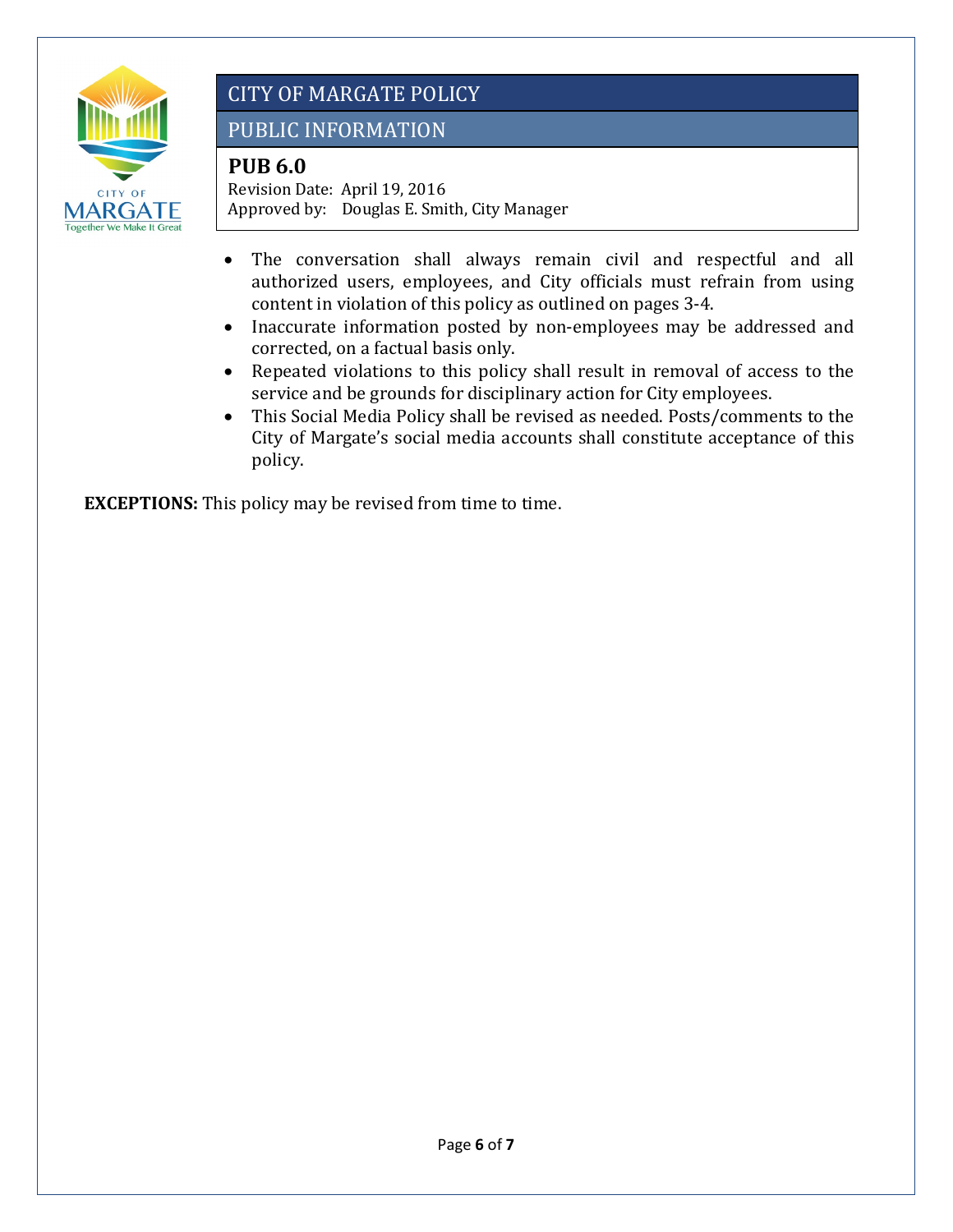- The conversation shall always remain civil and respectful and all authorized users, employees, and City officials must refrain from using content in violation of this policy as outlined on pages 3-4.
- Inaccurate information posted by non-employees may be addressed and corrected, on a factual basis only.
- Repeated violations to this policy shall result in removal of access to the service and be grounds for disciplinary action for City employees.
- This Social Media Policy shall be revised as needed. Posts/comments to the City of Margate's social media accounts shall constitute acceptance of this policy.

**EXCEPTIONS:** This policy may be revised from time to time.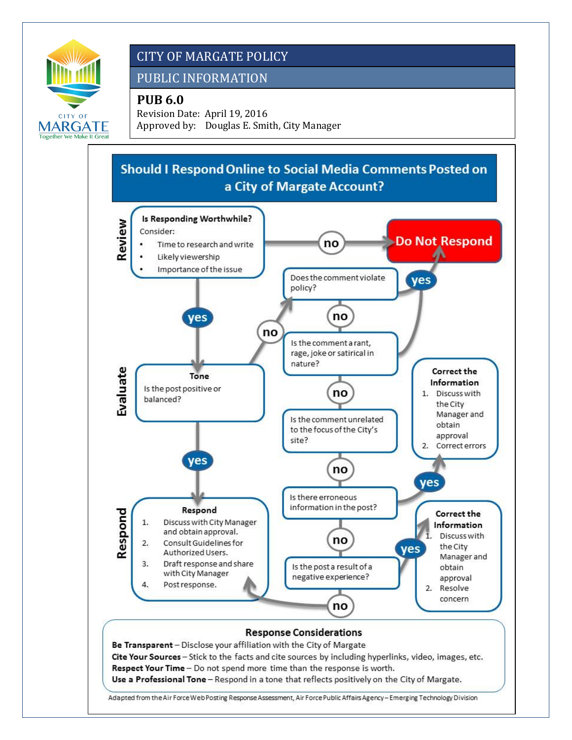CITY OF MARGATE

Together We Make It Great

# CITY OF MARGATE POLICY

## PUBLIC INFORMATION

**PUB 6.0**

Revision Date: April 19, 2016

Approved by: Douglas E. Smith, City Manager

## Should I Respond Online to Social Media Comments Posted on a City of Margate Account?

Review

**Is Responding Worthwhile?**

Consider:

- Time to research and write
- Likely viewership
- Importance of the issue

no

**Do Not Respond**

yes

Does the comment violate policy?

no

Is the comment a rant, rage, joke or satirical in nature?

no

Is the comment unrelated to the focus of the City's site?

no

Is there erroneous information in the post?

no

Is the post a result of a negative experience?

no

yes

Evaluate

**Tone**

Is the post positive or balanced?

no

yes

**Correct the Information**

1. Discuss with the City Manager and obtain approval
2. Correct errors

yes

Respond

**Respond**

1. Discuss with City Manager and obtain approval.
2. Consult Guidelines for Authorized Users.
3. Draft response and share with City Manager
4. Post response.

yes

**Correct the Information**

1. Discuss with the City Manager and obtain approval
2. Resolve concern

### Response Considerations

**Be Transparent** – Disclose your affiliation with the City of Margate

**Cite Your Sources** – Stick to the facts and cite sources by including hyperlinks, video, images, etc.

**Respect Your Time** – Do not spend more time than the response is worth.

**Use a Professional Tone** – Respond in a tone that reflects positively on the City of Margate.

Adapted from the Air Force Web Posting Response Assessment, Air Force Public Affairs Agency – Emerging Technology Division